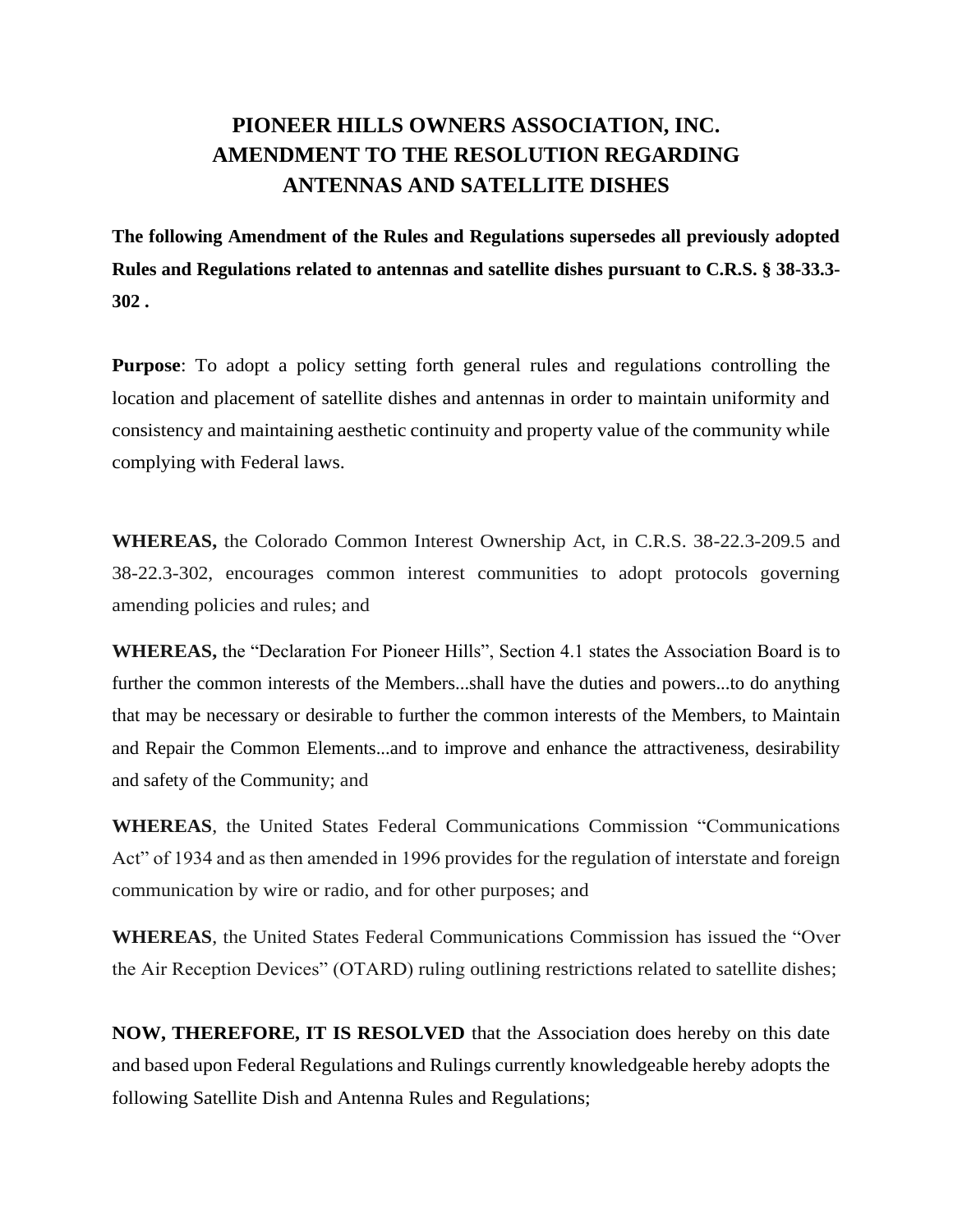# PIONEER HILLS OWNERS ASSOCIATION, INC.
# AMENDMENT TO THE RESOLUTION REGARDING ANTENNAS AND SATELLITE DISHES

**The following Amendment of the Rules and Regulations supersedes all previously adopted Rules and Regulations related to antennas and satellite dishes pursuant to C.R.S. § 38-33.3-302 .**

**Purpose**: To adopt a policy setting forth general rules and regulations controlling the location and placement of satellite dishes and antennas in order to maintain uniformity and consistency and maintaining aesthetic continuity and property value of the community while complying with Federal laws.

**WHEREAS,** the Colorado Common Interest Ownership Act, in C.R.S. 38-22.3-209.5 and 38-22.3-302, encourages common interest communities to adopt protocols governing amending policies and rules; and

**WHEREAS,** the "Declaration For Pioneer Hills", Section 4.1 states the Association Board is to further the common interests of the Members...shall have the duties and powers...to do anything that may be necessary or desirable to further the common interests of the Members, to Maintain and Repair the Common Elements...and to improve and enhance the attractiveness, desirability and safety of the Community; and

**WHEREAS**, the United States Federal Communications Commission "Communications Act" of 1934 and as then amended in 1996 provides for the regulation of interstate and foreign communication by wire or radio, and for other purposes; and

**WHEREAS**, the United States Federal Communications Commission has issued the "Over the Air Reception Devices" (OTARD) ruling outlining restrictions related to satellite dishes;

**NOW, THEREFORE, IT IS RESOLVED** that the Association does hereby on this date and based upon Federal Regulations and Rulings currently knowledgeable hereby adopts the following Satellite Dish and Antenna Rules and Regulations;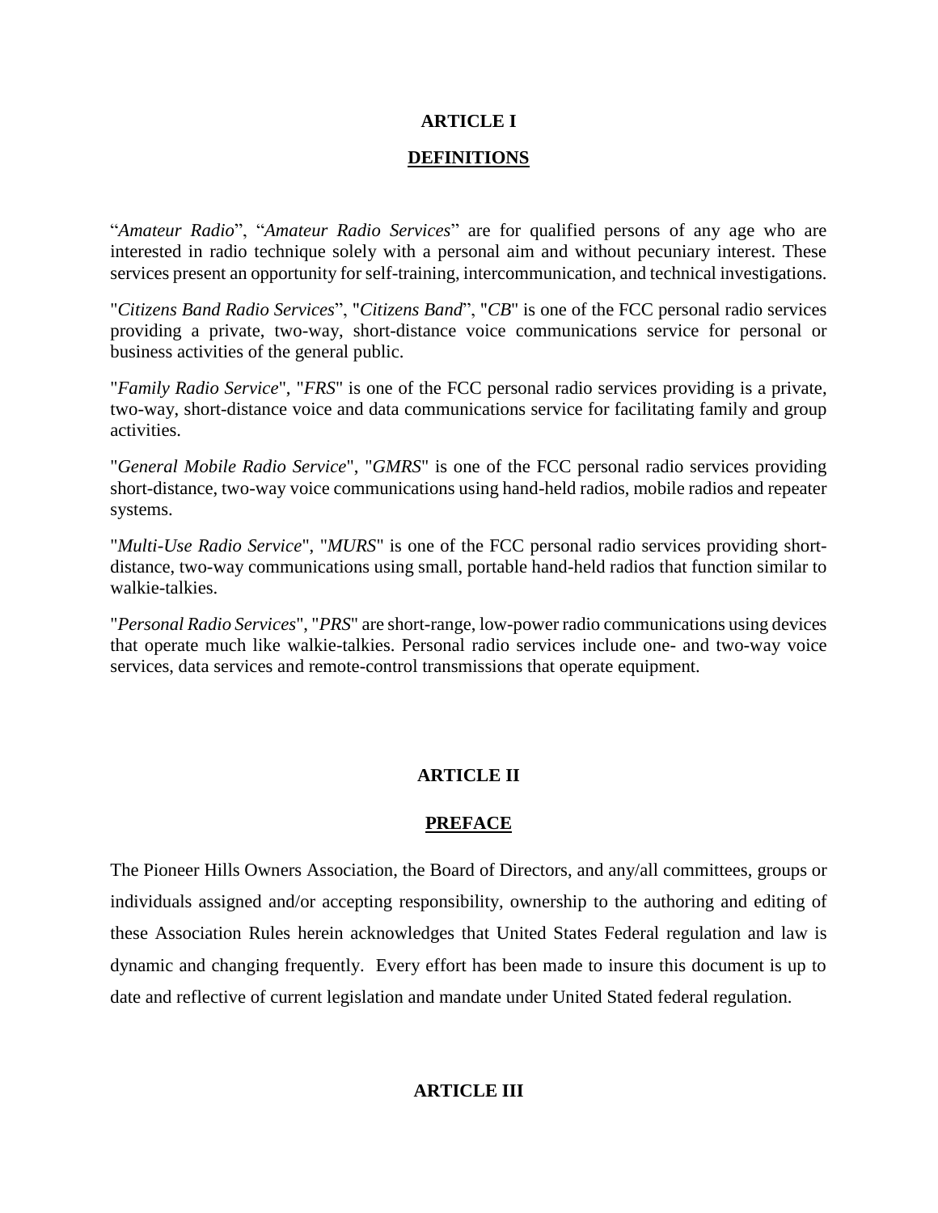## ARTICLE I

## DEFINITIONS

"*Amateur Radio*", "*Amateur Radio Services*" are for qualified persons of any age who are interested in radio technique solely with a personal aim and without pecuniary interest. These services present an opportunity for self-training, intercommunication, and technical investigations.

"*Citizens Band Radio Services*", "*Citizens Band*", "*CB*" is one of the FCC personal radio services providing a private, two-way, short-distance voice communications service for personal or business activities of the general public.

"*Family Radio Service*", "*FRS*" is one of the FCC personal radio services providing is a private, two-way, short-distance voice and data communications service for facilitating family and group activities.

"*General Mobile Radio Service*", "*GMRS*" is one of the FCC personal radio services providing short-distance, two-way voice communications using hand-held radios, mobile radios and repeater systems.

"*Multi-Use Radio Service*", "*MURS*" is one of the FCC personal radio services providing short-distance, two-way communications using small, portable hand-held radios that function similar to walkie-talkies.

"*Personal Radio Services*", "*PRS*" are short-range, low-power radio communications using devices that operate much like walkie-talkies. Personal radio services include one- and two-way voice services, data services and remote-control transmissions that operate equipment.

## ARTICLE II

## PREFACE

The Pioneer Hills Owners Association, the Board of Directors, and any/all committees, groups or individuals assigned and/or accepting responsibility, ownership to the authoring and editing of these Association Rules herein acknowledges that United States Federal regulation and law is dynamic and changing frequently. Every effort has been made to insure this document is up to date and reflective of current legislation and mandate under United Stated federal regulation.

## ARTICLE III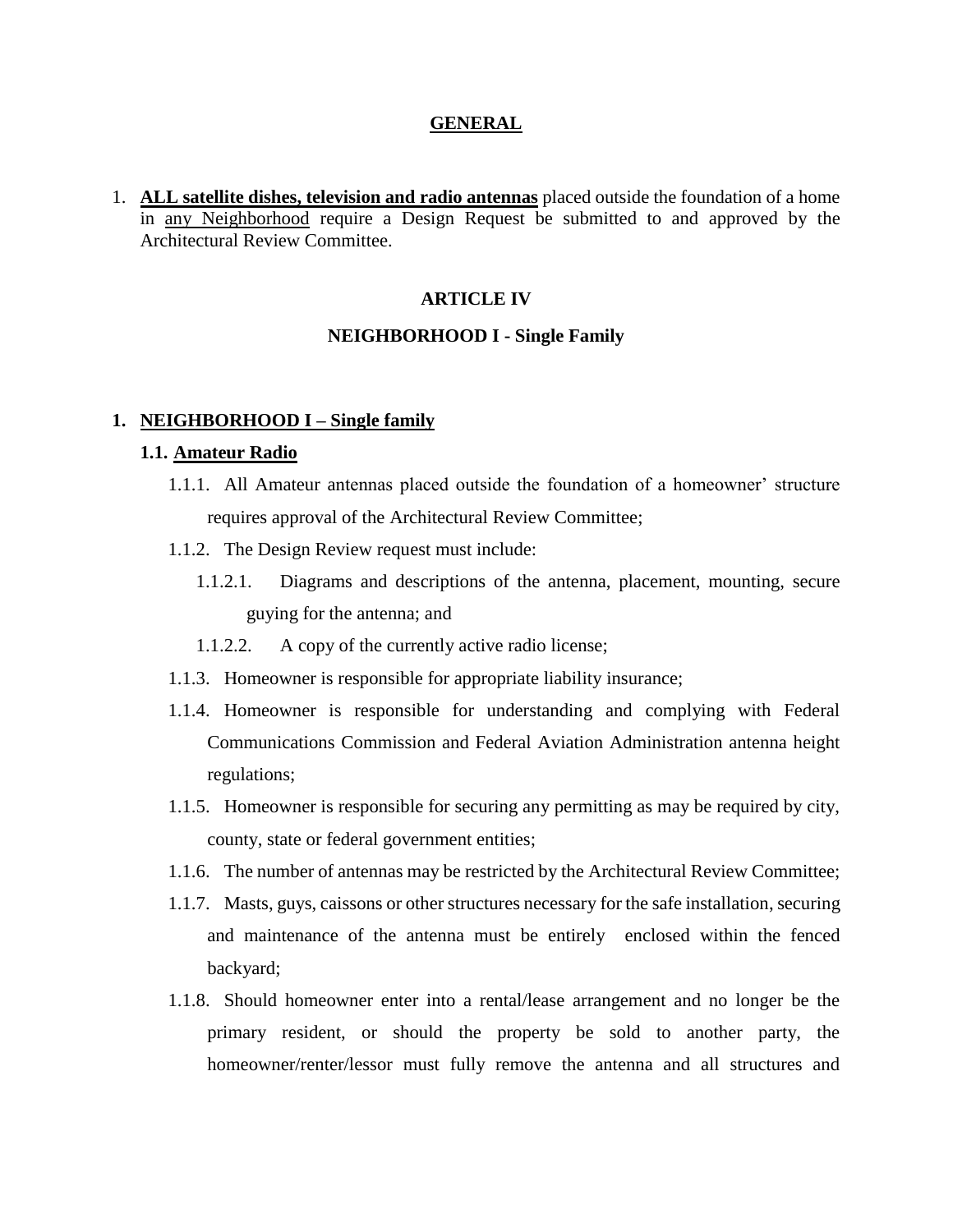## GENERAL

1. **ALL satellite dishes, television and radio antennas** placed outside the foundation of a home in any Neighborhood require a Design Request be submitted to and approved by the Architectural Review Committee.

## ARTICLE IV

### NEIGHBORHOOD I - Single Family

**1. NEIGHBORHOOD I – Single family**

**1.1. Amateur Radio**

1.1.1. All Amateur antennas placed outside the foundation of a homeowner' structure requires approval of the Architectural Review Committee;

1.1.2. The Design Review request must include:

1.1.2.1. Diagrams and descriptions of the antenna, placement, mounting, secure guying for the antenna; and

1.1.2.2. A copy of the currently active radio license;

1.1.3. Homeowner is responsible for appropriate liability insurance;

1.1.4. Homeowner is responsible for understanding and complying with Federal Communications Commission and Federal Aviation Administration antenna height regulations;

1.1.5. Homeowner is responsible for securing any permitting as may be required by city, county, state or federal government entities;

1.1.6. The number of antennas may be restricted by the Architectural Review Committee;

1.1.7. Masts, guys, caissons or other structures necessary for the safe installation, securing and maintenance of the antenna must be entirely enclosed within the fenced backyard;

1.1.8. Should homeowner enter into a rental/lease arrangement and no longer be the primary resident, or should the property be sold to another party, the homeowner/renter/lessor must fully remove the antenna and all structures and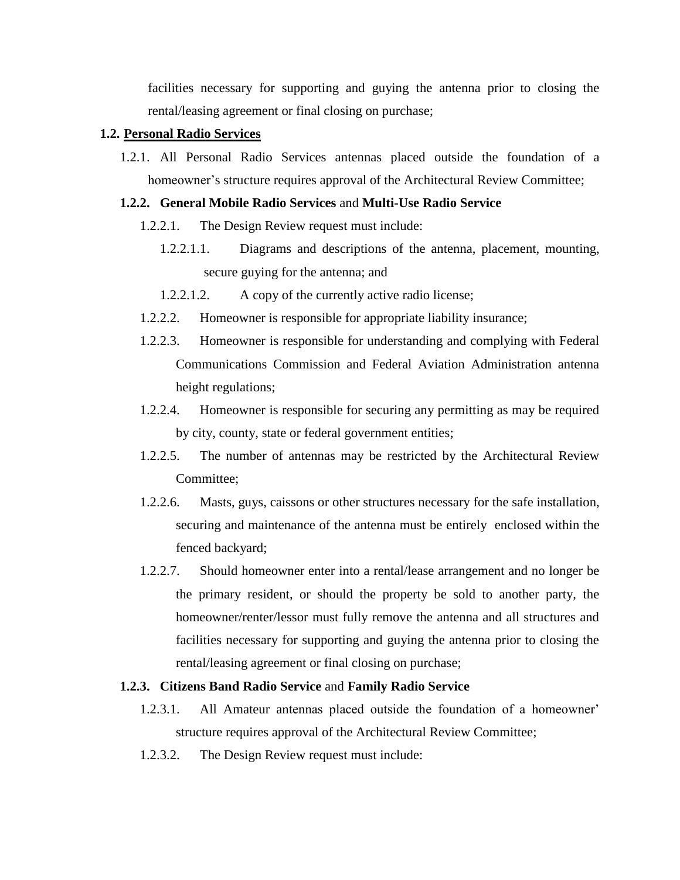facilities necessary for supporting and guying the antenna prior to closing the rental/leasing agreement or final closing on purchase;

**1.2. Personal Radio Services**

1.2.1. All Personal Radio Services antennas placed outside the foundation of a homeowner's structure requires approval of the Architectural Review Committee;

**1.2.2. General Mobile Radio Services** and **Multi-Use Radio Service**

1.2.2.1. The Design Review request must include:

1.2.2.1.1. Diagrams and descriptions of the antenna, placement, mounting, secure guying for the antenna; and

1.2.2.1.2. A copy of the currently active radio license;

1.2.2.2. Homeowner is responsible for appropriate liability insurance;

1.2.2.3. Homeowner is responsible for understanding and complying with Federal Communications Commission and Federal Aviation Administration antenna height regulations;

1.2.2.4. Homeowner is responsible for securing any permitting as may be required by city, county, state or federal government entities;

1.2.2.5. The number of antennas may be restricted by the Architectural Review Committee;

1.2.2.6. Masts, guys, caissons or other structures necessary for the safe installation, securing and maintenance of the antenna must be entirely enclosed within the fenced backyard;

1.2.2.7. Should homeowner enter into a rental/lease arrangement and no longer be the primary resident, or should the property be sold to another party, the homeowner/renter/lessor must fully remove the antenna and all structures and facilities necessary for supporting and guying the antenna prior to closing the rental/leasing agreement or final closing on purchase;

**1.2.3. Citizens Band Radio Service** and **Family Radio Service**

1.2.3.1. All Amateur antennas placed outside the foundation of a homeowner' structure requires approval of the Architectural Review Committee;

1.2.3.2. The Design Review request must include: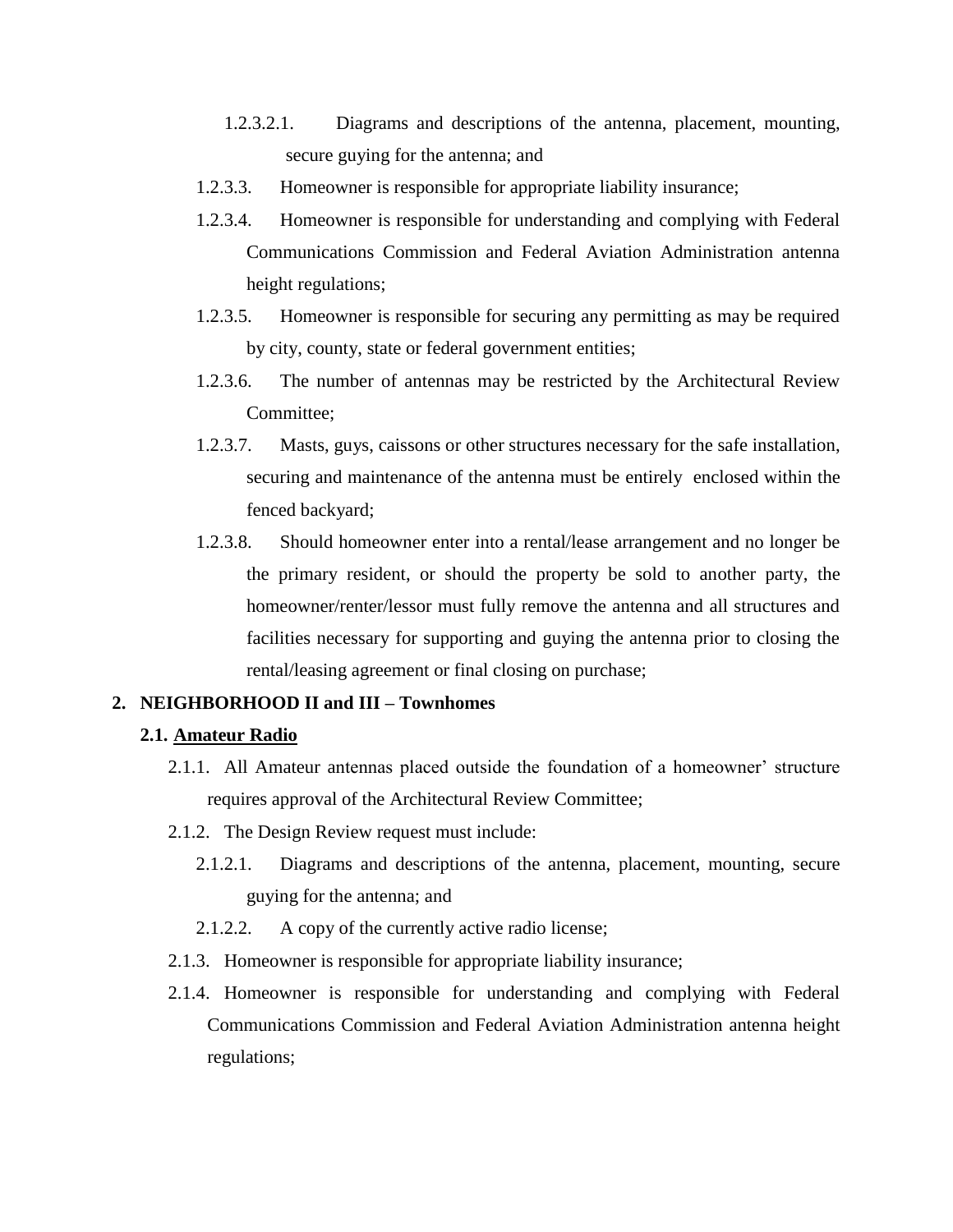1.2.3.2.1. Diagrams and descriptions of the antenna, placement, mounting, secure guying for the antenna; and

1.2.3.3. Homeowner is responsible for appropriate liability insurance;

1.2.3.4. Homeowner is responsible for understanding and complying with Federal Communications Commission and Federal Aviation Administration antenna height regulations;

1.2.3.5. Homeowner is responsible for securing any permitting as may be required by city, county, state or federal government entities;

1.2.3.6. The number of antennas may be restricted by the Architectural Review Committee;

1.2.3.7. Masts, guys, caissons or other structures necessary for the safe installation, securing and maintenance of the antenna must be entirely enclosed within the fenced backyard;

1.2.3.8. Should homeowner enter into a rental/lease arrangement and no longer be the primary resident, or should the property be sold to another party, the homeowner/renter/lessor must fully remove the antenna and all structures and facilities necessary for supporting and guying the antenna prior to closing the rental/leasing agreement or final closing on purchase;

## 2. NEIGHBORHOOD II and III – Townhomes

### 2.1. <u>Amateur Radio</u>

2.1.1. All Amateur antennas placed outside the foundation of a homeowner' structure requires approval of the Architectural Review Committee;

2.1.2. The Design Review request must include:

2.1.2.1. Diagrams and descriptions of the antenna, placement, mounting, secure guying for the antenna; and

2.1.2.2. A copy of the currently active radio license;

2.1.3. Homeowner is responsible for appropriate liability insurance;

2.1.4. Homeowner is responsible for understanding and complying with Federal Communications Commission and Federal Aviation Administration antenna height regulations;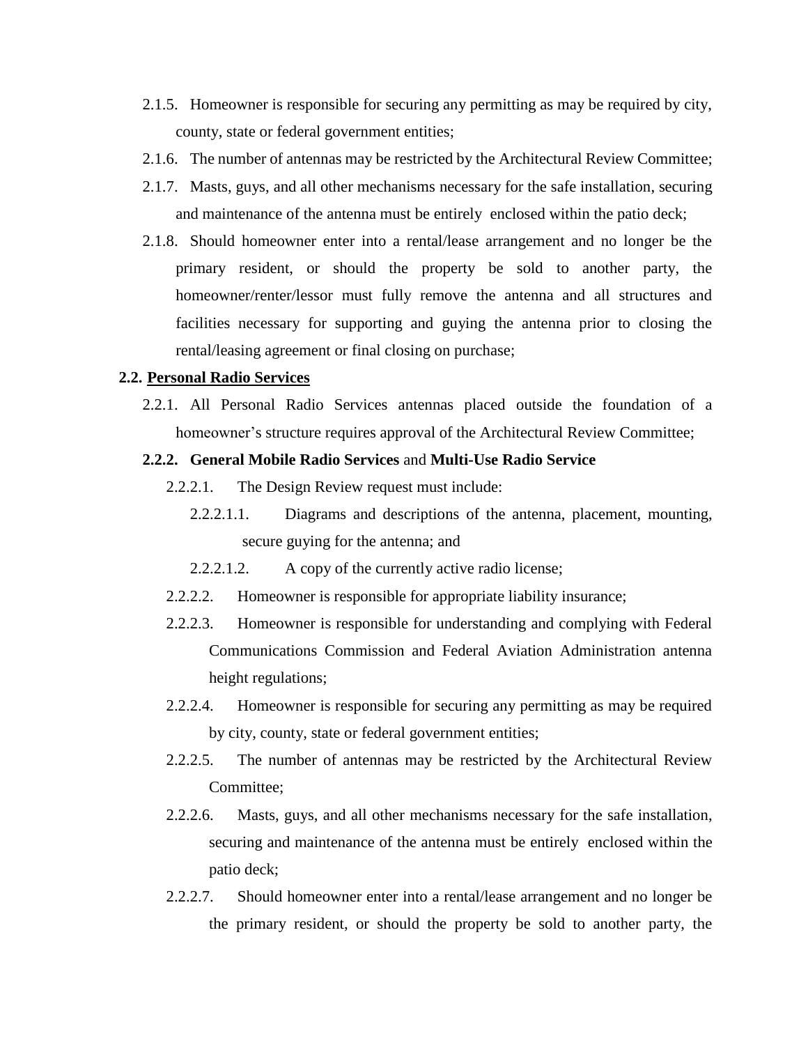2.1.5. Homeowner is responsible for securing any permitting as may be required by city, county, state or federal government entities;

2.1.6. The number of antennas may be restricted by the Architectural Review Committee;

2.1.7. Masts, guys, and all other mechanisms necessary for the safe installation, securing and maintenance of the antenna must be entirely enclosed within the patio deck;

2.1.8. Should homeowner enter into a rental/lease arrangement and no longer be the primary resident, or should the property be sold to another party, the homeowner/renter/lessor must fully remove the antenna and all structures and facilities necessary for supporting and guying the antenna prior to closing the rental/leasing agreement or final closing on purchase;

**2.2. <u>Personal Radio Services</u>**

2.2.1. All Personal Radio Services antennas placed outside the foundation of a homeowner's structure requires approval of the Architectural Review Committee;

**2.2.2. General Mobile Radio Services** and **Multi-Use Radio Service**

2.2.2.1. The Design Review request must include:

2.2.2.1.1. Diagrams and descriptions of the antenna, placement, mounting, secure guying for the antenna; and

2.2.2.1.2. A copy of the currently active radio license;

2.2.2.2. Homeowner is responsible for appropriate liability insurance;

2.2.2.3. Homeowner is responsible for understanding and complying with Federal Communications Commission and Federal Aviation Administration antenna height regulations;

2.2.2.4. Homeowner is responsible for securing any permitting as may be required by city, county, state or federal government entities;

2.2.2.5. The number of antennas may be restricted by the Architectural Review Committee;

2.2.2.6. Masts, guys, and all other mechanisms necessary for the safe installation, securing and maintenance of the antenna must be entirely enclosed within the patio deck;

2.2.2.7. Should homeowner enter into a rental/lease arrangement and no longer be the primary resident, or should the property be sold to another party, the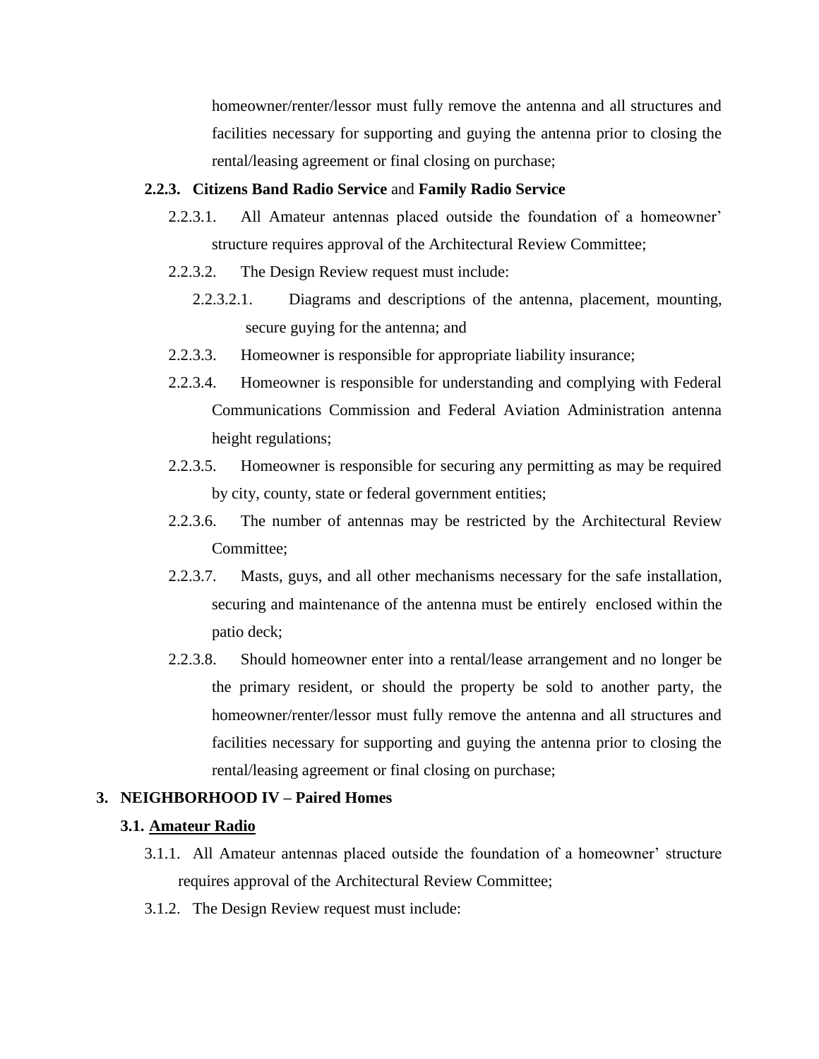homeowner/renter/lessor must fully remove the antenna and all structures and facilities necessary for supporting and guying the antenna prior to closing the rental/leasing agreement or final closing on purchase;

**2.2.3. Citizens Band Radio Service** and **Family Radio Service**

- 2.2.3.1. All Amateur antennas placed outside the foundation of a homeowner' structure requires approval of the Architectural Review Committee;
- 2.2.3.2. The Design Review request must include:
  - 2.2.3.2.1. Diagrams and descriptions of the antenna, placement, mounting, secure guying for the antenna; and
- 2.2.3.3. Homeowner is responsible for appropriate liability insurance;
- 2.2.3.4. Homeowner is responsible for understanding and complying with Federal Communications Commission and Federal Aviation Administration antenna height regulations;
- 2.2.3.5. Homeowner is responsible for securing any permitting as may be required by city, county, state or federal government entities;
- 2.2.3.6. The number of antennas may be restricted by the Architectural Review Committee;
- 2.2.3.7. Masts, guys, and all other mechanisms necessary for the safe installation, securing and maintenance of the antenna must be entirely enclosed within the patio deck;
- 2.2.3.8. Should homeowner enter into a rental/lease arrangement and no longer be the primary resident, or should the property be sold to another party, the homeowner/renter/lessor must fully remove the antenna and all structures and facilities necessary for supporting and guying the antenna prior to closing the rental/leasing agreement or final closing on purchase;

## 3. NEIGHBORHOOD IV – Paired Homes

### 3.1. Amateur Radio

- 3.1.1. All Amateur antennas placed outside the foundation of a homeowner' structure requires approval of the Architectural Review Committee;
- 3.1.2. The Design Review request must include: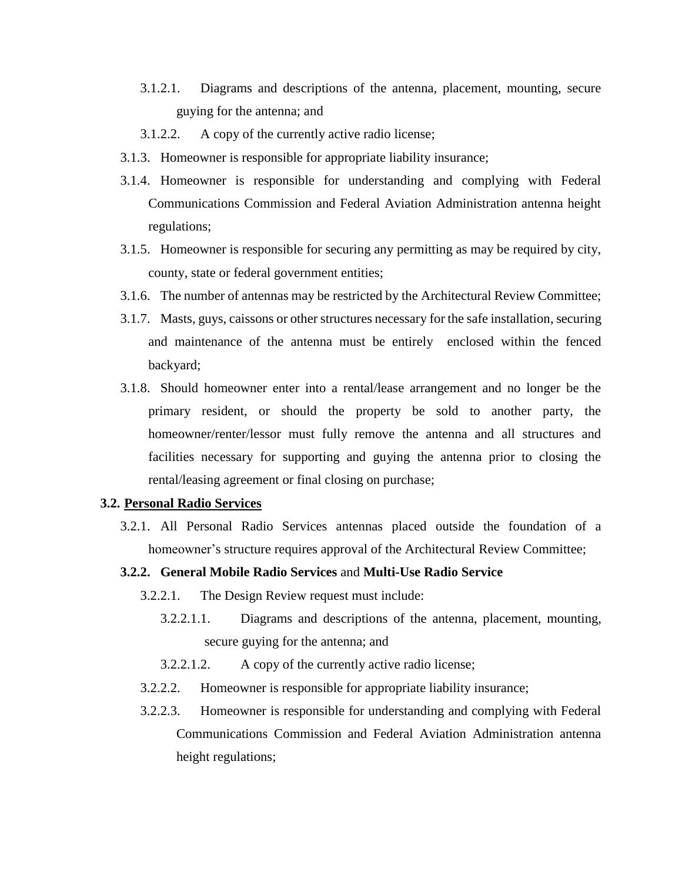3.1.2.1. Diagrams and descriptions of the antenna, placement, mounting, secure guying for the antenna; and

3.1.2.2. A copy of the currently active radio license;

3.1.3. Homeowner is responsible for appropriate liability insurance;

3.1.4. Homeowner is responsible for understanding and complying with Federal Communications Commission and Federal Aviation Administration antenna height regulations;

3.1.5. Homeowner is responsible for securing any permitting as may be required by city, county, state or federal government entities;

3.1.6. The number of antennas may be restricted by the Architectural Review Committee;

3.1.7. Masts, guys, caissons or other structures necessary for the safe installation, securing and maintenance of the antenna must be entirely enclosed within the fenced backyard;

3.1.8. Should homeowner enter into a rental/lease arrangement and no longer be the primary resident, or should the property be sold to another party, the homeowner/renter/lessor must fully remove the antenna and all structures and facilities necessary for supporting and guying the antenna prior to closing the rental/leasing agreement or final closing on purchase;

**3.2. <u>Personal Radio Services</u>**

3.2.1. All Personal Radio Services antennas placed outside the foundation of a homeowner's structure requires approval of the Architectural Review Committee;

**3.2.2. General Mobile Radio Services** and **Multi-Use Radio Service**

3.2.2.1. The Design Review request must include:

3.2.2.1.1. Diagrams and descriptions of the antenna, placement, mounting, secure guying for the antenna; and

3.2.2.1.2. A copy of the currently active radio license;

3.2.2.2. Homeowner is responsible for appropriate liability insurance;

3.2.2.3. Homeowner is responsible for understanding and complying with Federal Communications Commission and Federal Aviation Administration antenna height regulations;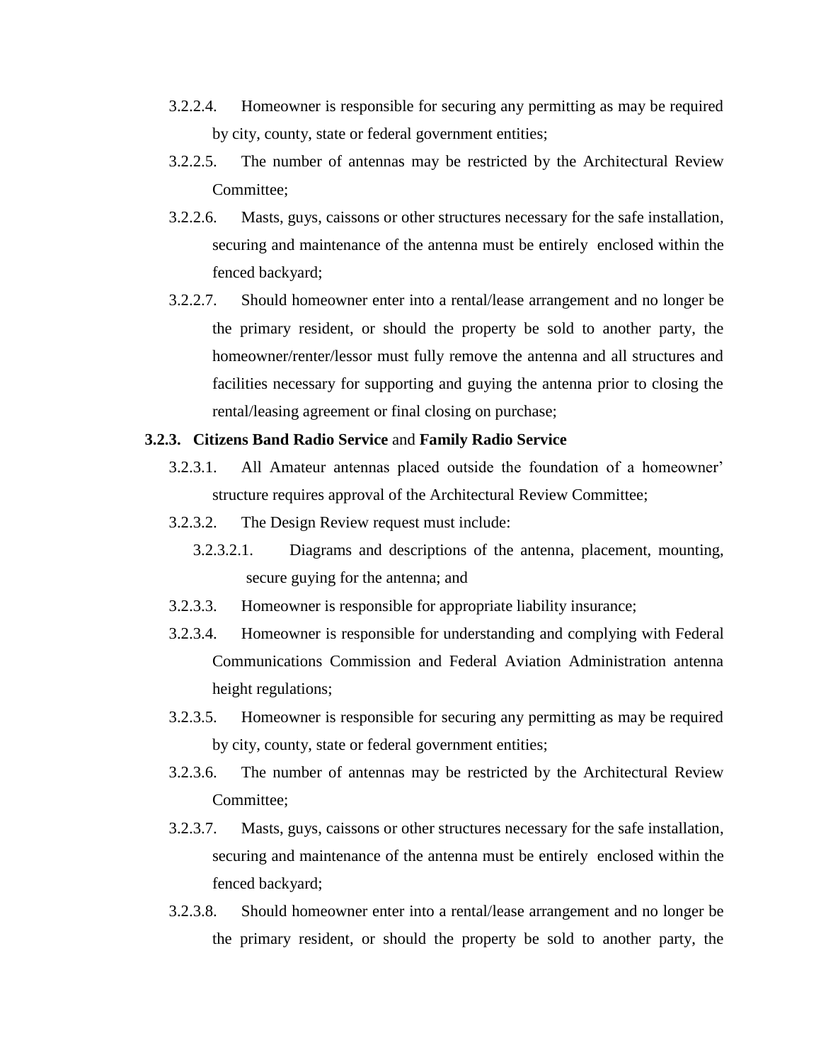3.2.2.4. Homeowner is responsible for securing any permitting as may be required by city, county, state or federal government entities;

3.2.2.5. The number of antennas may be restricted by the Architectural Review Committee;

3.2.2.6. Masts, guys, caissons or other structures necessary for the safe installation, securing and maintenance of the antenna must be entirely enclosed within the fenced backyard;

3.2.2.7. Should homeowner enter into a rental/lease arrangement and no longer be the primary resident, or should the property be sold to another party, the homeowner/renter/lessor must fully remove the antenna and all structures and facilities necessary for supporting and guying the antenna prior to closing the rental/leasing agreement or final closing on purchase;

**3.2.3. Citizens Band Radio Service** and **Family Radio Service**

3.2.3.1. All Amateur antennas placed outside the foundation of a homeowner' structure requires approval of the Architectural Review Committee;

3.2.3.2. The Design Review request must include:

3.2.3.2.1. Diagrams and descriptions of the antenna, placement, mounting, secure guying for the antenna; and

3.2.3.3. Homeowner is responsible for appropriate liability insurance;

3.2.3.4. Homeowner is responsible for understanding and complying with Federal Communications Commission and Federal Aviation Administration antenna height regulations;

3.2.3.5. Homeowner is responsible for securing any permitting as may be required by city, county, state or federal government entities;

3.2.3.6. The number of antennas may be restricted by the Architectural Review Committee;

3.2.3.7. Masts, guys, caissons or other structures necessary for the safe installation, securing and maintenance of the antenna must be entirely enclosed within the fenced backyard;

3.2.3.8. Should homeowner enter into a rental/lease arrangement and no longer be the primary resident, or should the property be sold to another party, the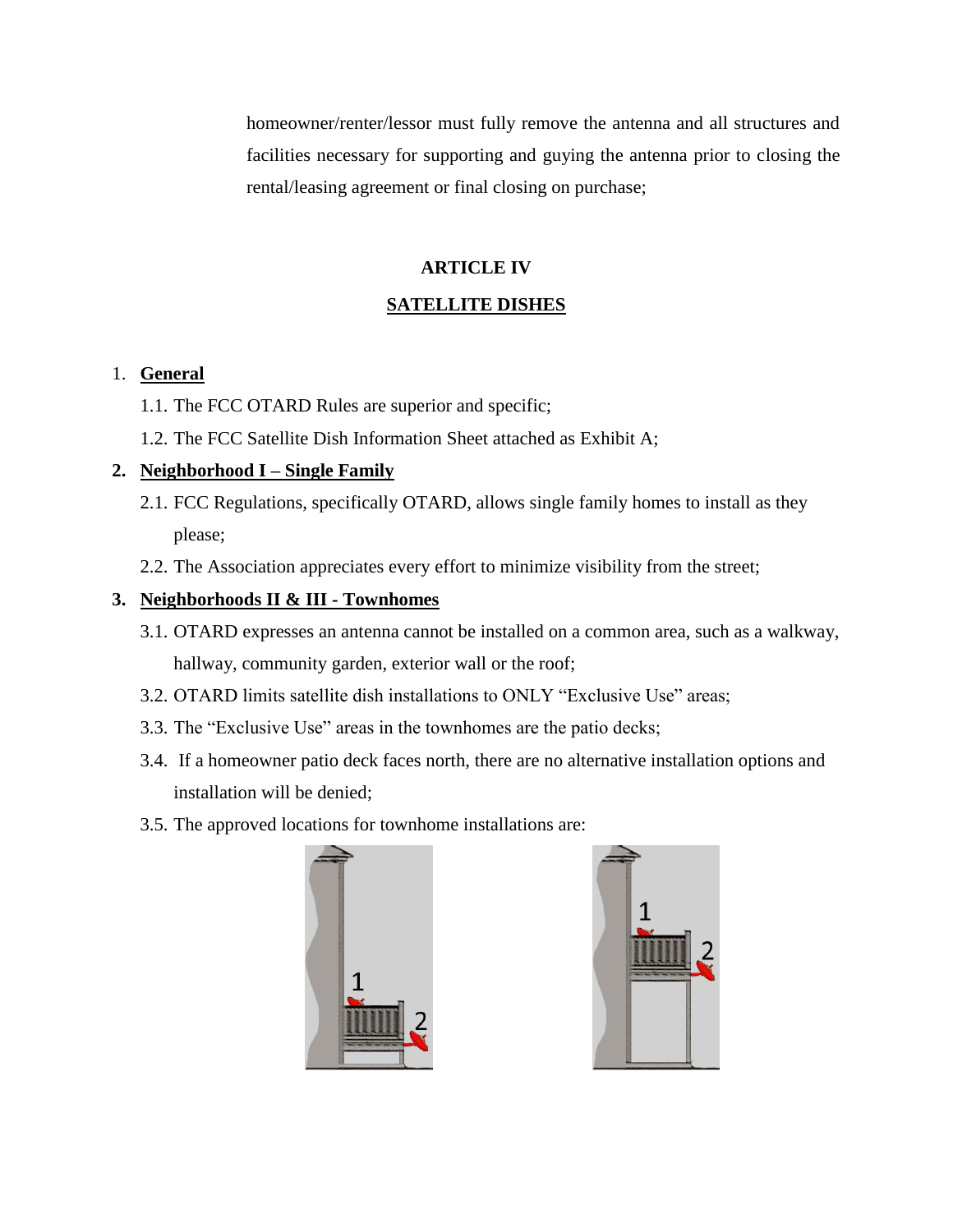homeowner/renter/lessor must fully remove the antenna and all structures and facilities necessary for supporting and guying the antenna prior to closing the rental/leasing agreement or final closing on purchase;

## ARTICLE IV

## SATELLITE DISHES

1. **General**
   - 1.1. The FCC OTARD Rules are superior and specific;
   - 1.2. The FCC Satellite Dish Information Sheet attached as Exhibit A;
2. **Neighborhood I – Single Family**
   - 2.1. FCC Regulations, specifically OTARD, allows single family homes to install as they please;
   - 2.2. The Association appreciates every effort to minimize visibility from the street;
3. **Neighborhoods II & III - Townhomes**
   - 3.1. OTARD expresses an antenna cannot be installed on a common area, such as a walkway, hallway, community garden, exterior wall or the roof;
   - 3.2. OTARD limits satellite dish installations to ONLY "Exclusive Use" areas;
   - 3.3. The "Exclusive Use" areas in the townhomes are the patio decks;
   - 3.4. If a homeowner patio deck faces north, there are no alternative installation options and installation will be denied;
   - 3.5. The approved locations for townhome installations are: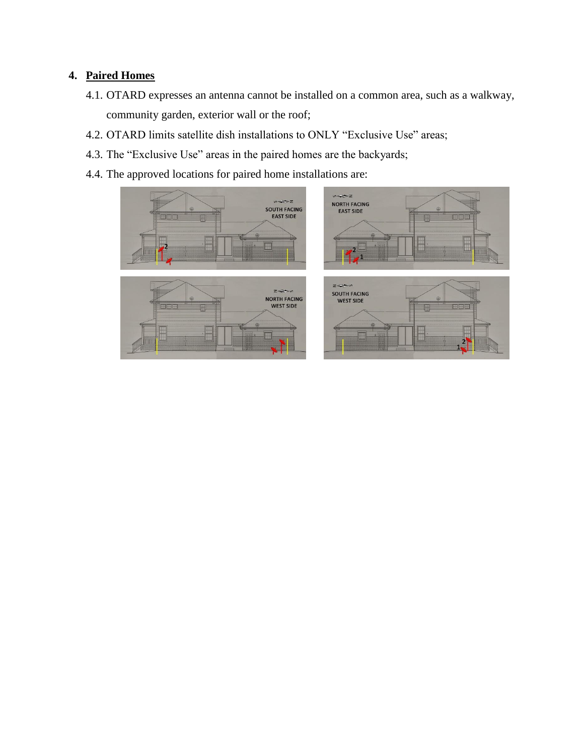## 4. Paired Homes

4.1. OTARD expresses an antenna cannot be installed on a common area, such as a walkway, community garden, exterior wall or the roof;

4.2. OTARD limits satellite dish installations to ONLY "Exclusive Use" areas;

4.3. The "Exclusive Use" areas in the paired homes are the backyards;

4.4. The approved locations for paired home installations are: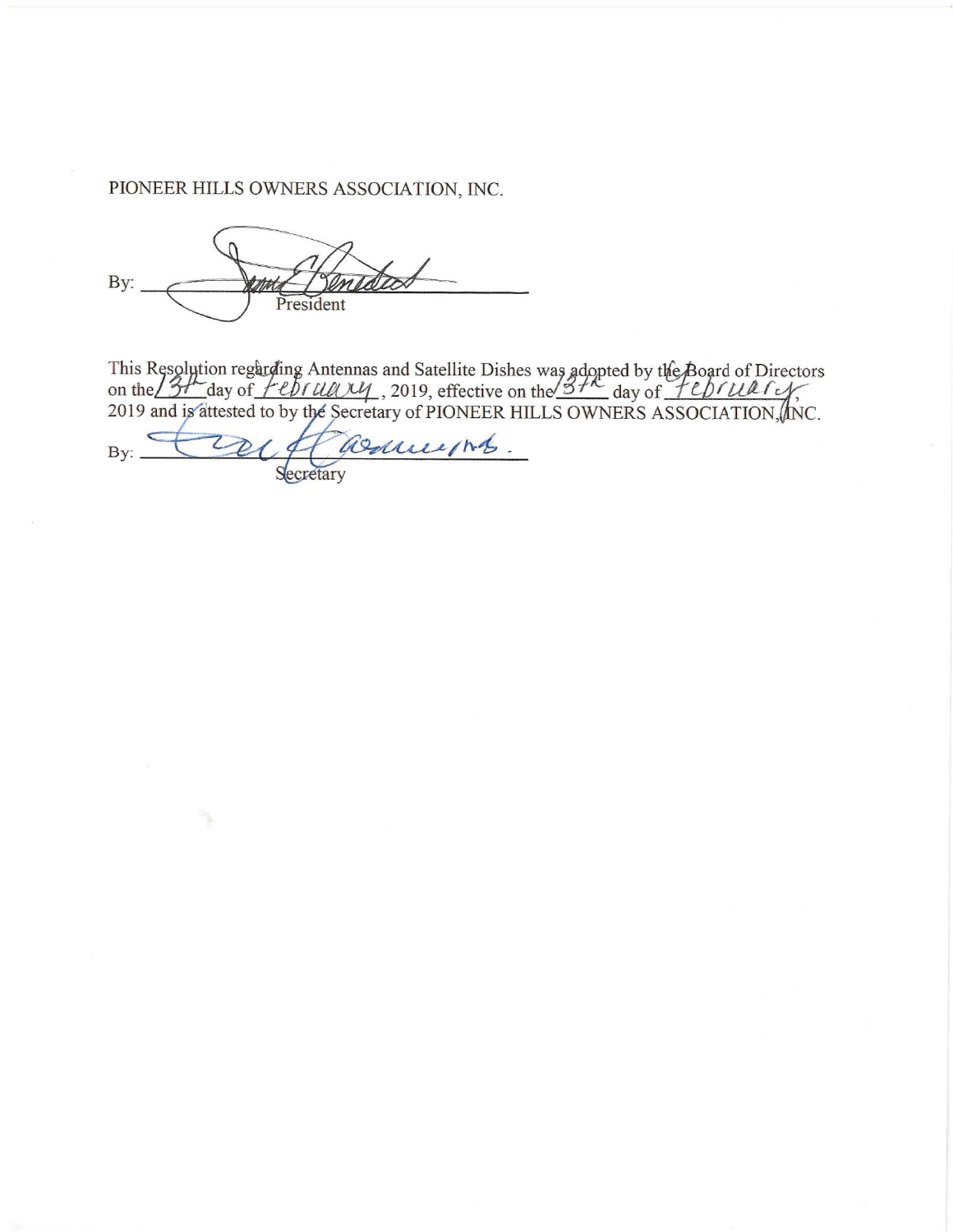PIONEER HILLS OWNERS ASSOCIATION, INC.

By: ______________________________
President

This Resolution regarding Antennas and Satellite Dishes was adopted by the Board of Directors on the 13th day of February, 2019, effective on the 13th day of February, 2019 and is attested to by the Secretary of PIONEER HILLS OWNERS ASSOCIATION, INC.

By: ______________________________
Secretary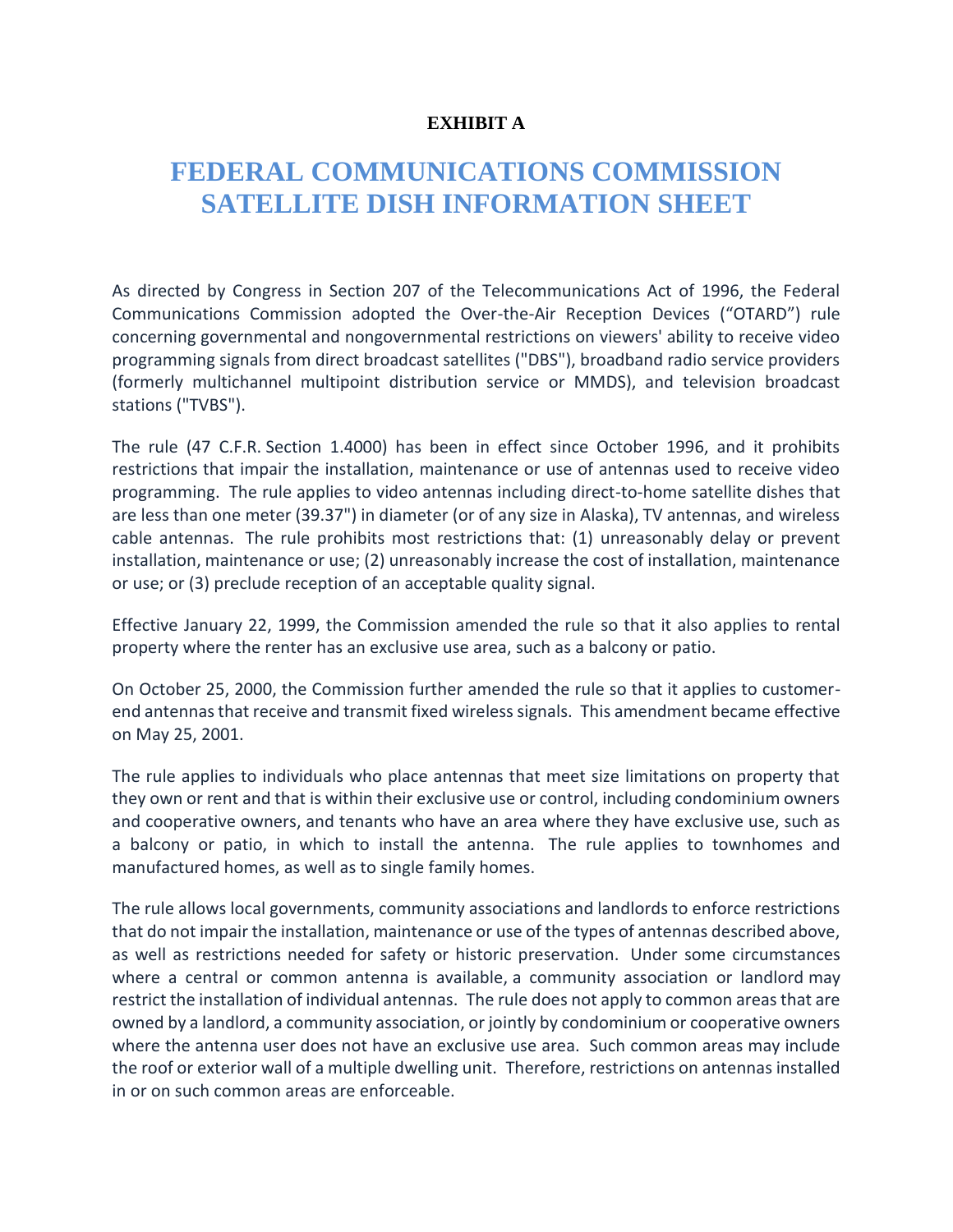**EXHIBIT A**

# FEDERAL COMMUNICATIONS COMMISSION SATELLITE DISH INFORMATION SHEET

As directed by Congress in Section 207 of the Telecommunications Act of 1996, the Federal Communications Commission adopted the Over-the-Air Reception Devices ("OTARD") rule concerning governmental and nongovernmental restrictions on viewers' ability to receive video programming signals from direct broadcast satellites ("DBS"), broadband radio service providers (formerly multichannel multipoint distribution service or MMDS), and television broadcast stations ("TVBS").

The rule (47 C.F.R. Section 1.4000) has been in effect since October 1996, and it prohibits restrictions that impair the installation, maintenance or use of antennas used to receive video programming. The rule applies to video antennas including direct-to-home satellite dishes that are less than one meter (39.37") in diameter (or of any size in Alaska), TV antennas, and wireless cable antennas. The rule prohibits most restrictions that: (1) unreasonably delay or prevent installation, maintenance or use; (2) unreasonably increase the cost of installation, maintenance or use; or (3) preclude reception of an acceptable quality signal.

Effective January 22, 1999, the Commission amended the rule so that it also applies to rental property where the renter has an exclusive use area, such as a balcony or patio.

On October 25, 2000, the Commission further amended the rule so that it applies to customer-end antennas that receive and transmit fixed wireless signals. This amendment became effective on May 25, 2001.

The rule applies to individuals who place antennas that meet size limitations on property that they own or rent and that is within their exclusive use or control, including condominium owners and cooperative owners, and tenants who have an area where they have exclusive use, such as a balcony or patio, in which to install the antenna. The rule applies to townhomes and manufactured homes, as well as to single family homes.

The rule allows local governments, community associations and landlords to enforce restrictions that do not impair the installation, maintenance or use of the types of antennas described above, as well as restrictions needed for safety or historic preservation. Under some circumstances where a central or common antenna is available, a community association or landlord may restrict the installation of individual antennas. The rule does not apply to common areas that are owned by a landlord, a community association, or jointly by condominium or cooperative owners where the antenna user does not have an exclusive use area. Such common areas may include the roof or exterior wall of a multiple dwelling unit. Therefore, restrictions on antennas installed in or on such common areas are enforceable.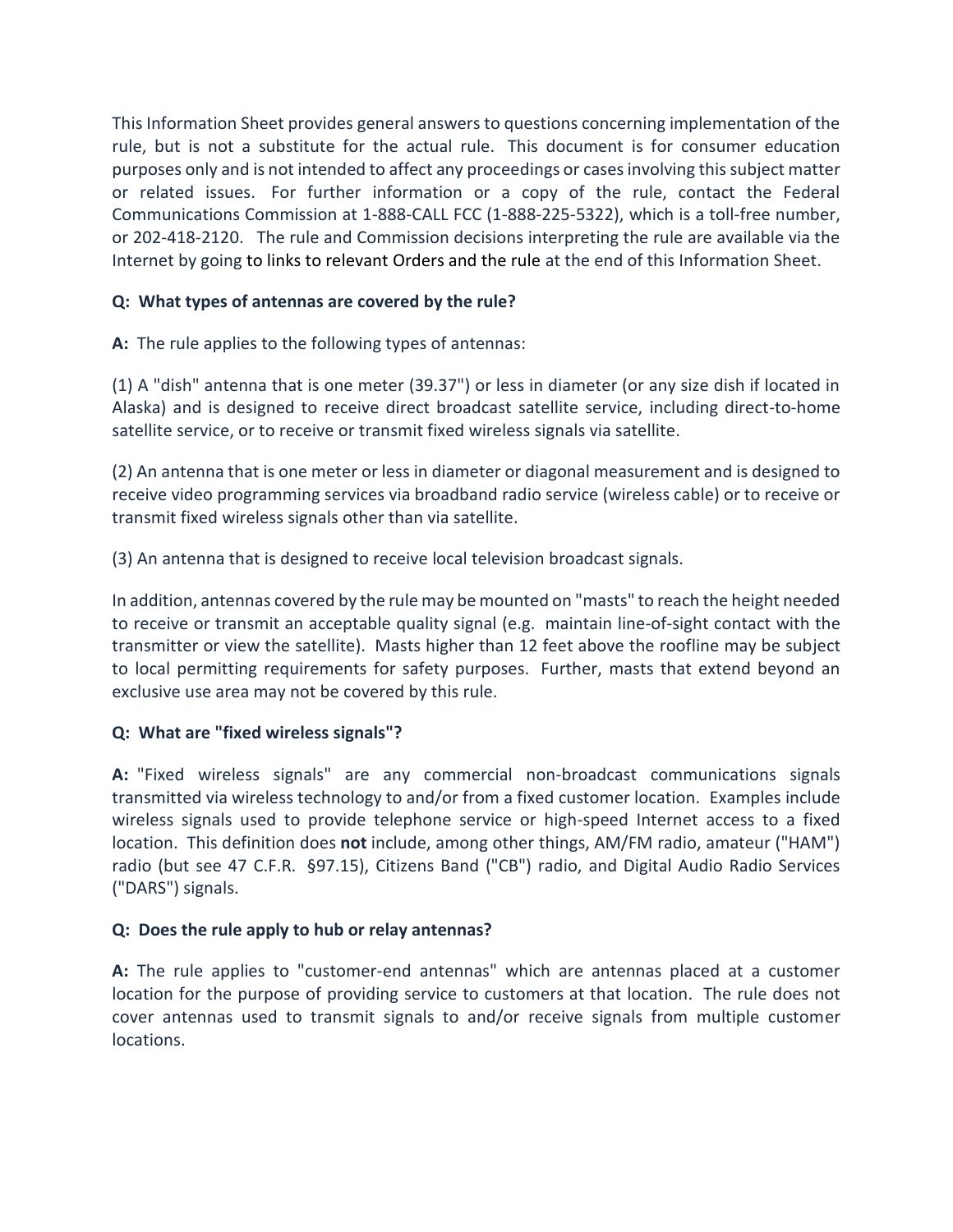This Information Sheet provides general answers to questions concerning implementation of the rule, but is not a substitute for the actual rule. This document is for consumer education purposes only and is not intended to affect any proceedings or cases involving this subject matter or related issues. For further information or a copy of the rule, contact the Federal Communications Commission at 1-888-CALL FCC (1-888-225-5322), which is a toll-free number, or 202-418-2120. The rule and Commission decisions interpreting the rule are available via the Internet by going to links to relevant Orders and the rule at the end of this Information Sheet.

**Q: What types of antennas are covered by the rule?**

**A:** The rule applies to the following types of antennas:

(1) A "dish" antenna that is one meter (39.37") or less in diameter (or any size dish if located in Alaska) and is designed to receive direct broadcast satellite service, including direct-to-home satellite service, or to receive or transmit fixed wireless signals via satellite.

(2) An antenna that is one meter or less in diameter or diagonal measurement and is designed to receive video programming services via broadband radio service (wireless cable) or to receive or transmit fixed wireless signals other than via satellite.

(3) An antenna that is designed to receive local television broadcast signals.

In addition, antennas covered by the rule may be mounted on "masts" to reach the height needed to receive or transmit an acceptable quality signal (e.g. maintain line-of-sight contact with the transmitter or view the satellite). Masts higher than 12 feet above the roofline may be subject to local permitting requirements for safety purposes. Further, masts that extend beyond an exclusive use area may not be covered by this rule.

**Q: What are "fixed wireless signals"?**

**A:** "Fixed wireless signals" are any commercial non-broadcast communications signals transmitted via wireless technology to and/or from a fixed customer location. Examples include wireless signals used to provide telephone service or high-speed Internet access to a fixed location. This definition does **not** include, among other things, AM/FM radio, amateur ("HAM") radio (but see 47 C.F.R. §97.15), Citizens Band ("CB") radio, and Digital Audio Radio Services ("DARS") signals.

**Q: Does the rule apply to hub or relay antennas?**

**A:** The rule applies to "customer-end antennas" which are antennas placed at a customer location for the purpose of providing service to customers at that location. The rule does not cover antennas used to transmit signals to and/or receive signals from multiple customer locations.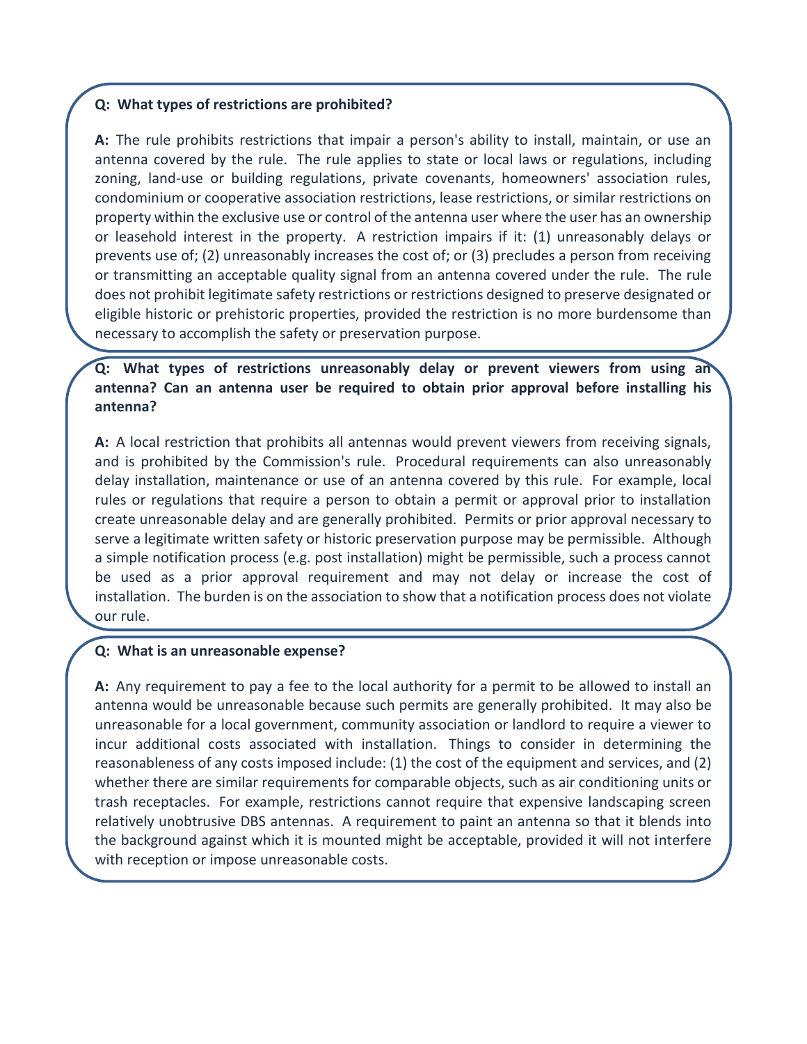**Q: What types of restrictions are prohibited?**

**A:** The rule prohibits restrictions that impair a person's ability to install, maintain, or use an antenna covered by the rule. The rule applies to state or local laws or regulations, including zoning, land-use or building regulations, private covenants, homeowners' association rules, condominium or cooperative association restrictions, lease restrictions, or similar restrictions on property within the exclusive use or control of the antenna user where the user has an ownership or leasehold interest in the property. A restriction impairs if it: (1) unreasonably delays or prevents use of; (2) unreasonably increases the cost of; or (3) precludes a person from receiving or transmitting an acceptable quality signal from an antenna covered under the rule. The rule does not prohibit legitimate safety restrictions or restrictions designed to preserve designated or eligible historic or prehistoric properties, provided the restriction is no more burdensome than necessary to accomplish the safety or preservation purpose.

**Q: What types of restrictions unreasonably delay or prevent viewers from using an antenna? Can an antenna user be required to obtain prior approval before installing his antenna?**

**A:** A local restriction that prohibits all antennas would prevent viewers from receiving signals, and is prohibited by the Commission's rule. Procedural requirements can also unreasonably delay installation, maintenance or use of an antenna covered by this rule. For example, local rules or regulations that require a person to obtain a permit or approval prior to installation create unreasonable delay and are generally prohibited. Permits or prior approval necessary to serve a legitimate written safety or historic preservation purpose may be permissible. Although a simple notification process (e.g. post installation) might be permissible, such a process cannot be used as a prior approval requirement and may not delay or increase the cost of installation. The burden is on the association to show that a notification process does not violate our rule.

**Q: What is an unreasonable expense?**

**A:** Any requirement to pay a fee to the local authority for a permit to be allowed to install an antenna would be unreasonable because such permits are generally prohibited. It may also be unreasonable for a local government, community association or landlord to require a viewer to incur additional costs associated with installation. Things to consider in determining the reasonableness of any costs imposed include: (1) the cost of the equipment and services, and (2) whether there are similar requirements for comparable objects, such as air conditioning units or trash receptacles. For example, restrictions cannot require that expensive landscaping screen relatively unobtrusive DBS antennas. A requirement to paint an antenna so that it blends into the background against which it is mounted might be acceptable, provided it will not interfere with reception or impose unreasonable costs.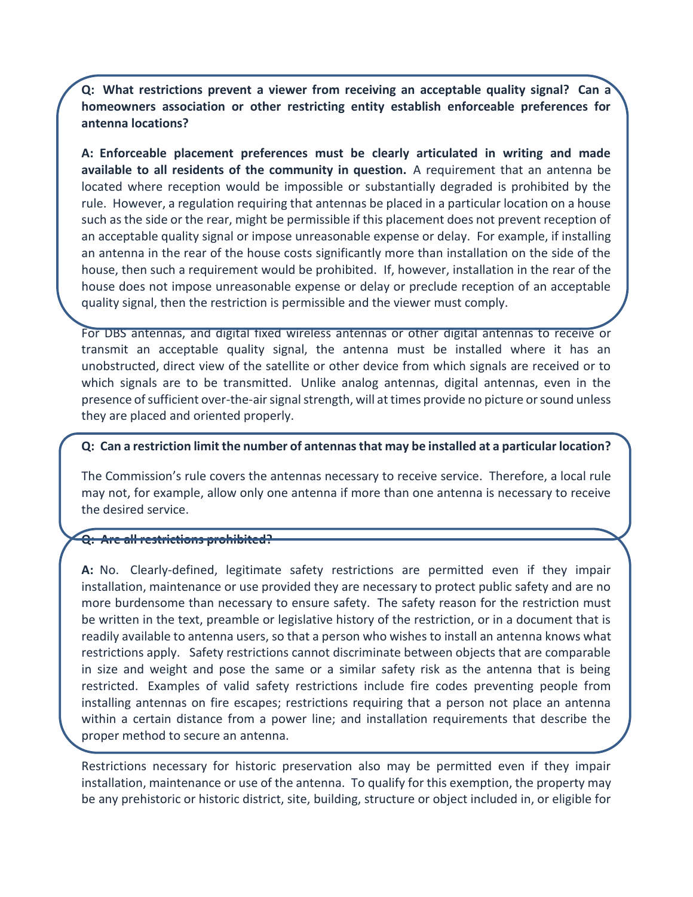**Q: What restrictions prevent a viewer from receiving an acceptable quality signal? Can a homeowners association or other restricting entity establish enforceable preferences for antenna locations?**

**A: Enforceable placement preferences must be clearly articulated in writing and made available to all residents of the community in question.** A requirement that an antenna be located where reception would be impossible or substantially degraded is prohibited by the rule. However, a regulation requiring that antennas be placed in a particular location on a house such as the side or the rear, might be permissible if this placement does not prevent reception of an acceptable quality signal or impose unreasonable expense or delay. For example, if installing an antenna in the rear of the house costs significantly more than installation on the side of the house, then such a requirement would be prohibited. If, however, installation in the rear of the house does not impose unreasonable expense or delay or preclude reception of an acceptable quality signal, then the restriction is permissible and the viewer must comply.

For DBS antennas, and digital fixed wireless antennas or other digital antennas to receive or transmit an acceptable quality signal, the antenna must be installed where it has an unobstructed, direct view of the satellite or other device from which signals are received or to which signals are to be transmitted. Unlike analog antennas, digital antennas, even in the presence of sufficient over-the-air signal strength, will at times provide no picture or sound unless they are placed and oriented properly.

**Q: Can a restriction limit the number of antennas that may be installed at a particular location?**

The Commission's rule covers the antennas necessary to receive service. Therefore, a local rule may not, for example, allow only one antenna if more than one antenna is necessary to receive the desired service.

**Q: Are all restrictions prohibited?**

**A:** No. Clearly-defined, legitimate safety restrictions are permitted even if they impair installation, maintenance or use provided they are necessary to protect public safety and are no more burdensome than necessary to ensure safety. The safety reason for the restriction must be written in the text, preamble or legislative history of the restriction, or in a document that is readily available to antenna users, so that a person who wishes to install an antenna knows what restrictions apply. Safety restrictions cannot discriminate between objects that are comparable in size and weight and pose the same or a similar safety risk as the antenna that is being restricted. Examples of valid safety restrictions include fire codes preventing people from installing antennas on fire escapes; restrictions requiring that a person not place an antenna within a certain distance from a power line; and installation requirements that describe the proper method to secure an antenna.

Restrictions necessary for historic preservation also may be permitted even if they impair installation, maintenance or use of the antenna. To qualify for this exemption, the property may be any prehistoric or historic district, site, building, structure or object included in, or eligible for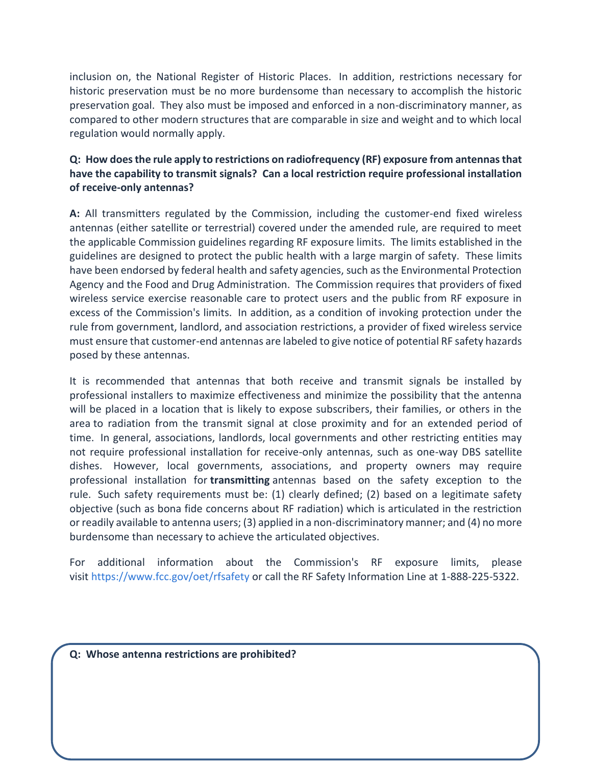inclusion on, the National Register of Historic Places. In addition, restrictions necessary for historic preservation must be no more burdensome than necessary to accomplish the historic preservation goal. They also must be imposed and enforced in a non-discriminatory manner, as compared to other modern structures that are comparable in size and weight and to which local regulation would normally apply.

**Q: How does the rule apply to restrictions on radiofrequency (RF) exposure from antennas that have the capability to transmit signals? Can a local restriction require professional installation of receive-only antennas?**

**A:** All transmitters regulated by the Commission, including the customer-end fixed wireless antennas (either satellite or terrestrial) covered under the amended rule, are required to meet the applicable Commission guidelines regarding RF exposure limits. The limits established in the guidelines are designed to protect the public health with a large margin of safety. These limits have been endorsed by federal health and safety agencies, such as the Environmental Protection Agency and the Food and Drug Administration. The Commission requires that providers of fixed wireless service exercise reasonable care to protect users and the public from RF exposure in excess of the Commission's limits. In addition, as a condition of invoking protection under the rule from government, landlord, and association restrictions, a provider of fixed wireless service must ensure that customer-end antennas are labeled to give notice of potential RF safety hazards posed by these antennas.

It is recommended that antennas that both receive and transmit signals be installed by professional installers to maximize effectiveness and minimize the possibility that the antenna will be placed in a location that is likely to expose subscribers, their families, or others in the area to radiation from the transmit signal at close proximity and for an extended period of time. In general, associations, landlords, local governments and other restricting entities may not require professional installation for receive-only antennas, such as one-way DBS satellite dishes. However, local governments, associations, and property owners may require professional installation for **transmitting** antennas based on the safety exception to the rule. Such safety requirements must be: (1) clearly defined; (2) based on a legitimate safety objective (such as bona fide concerns about RF radiation) which is articulated in the restriction or readily available to antenna users; (3) applied in a non-discriminatory manner; and (4) no more burdensome than necessary to achieve the articulated objectives.

For additional information about the Commission's RF exposure limits, please visit https://www.fcc.gov/oet/rfsafety or call the RF Safety Information Line at 1-888-225-5322.

**Q: Whose antenna restrictions are prohibited?**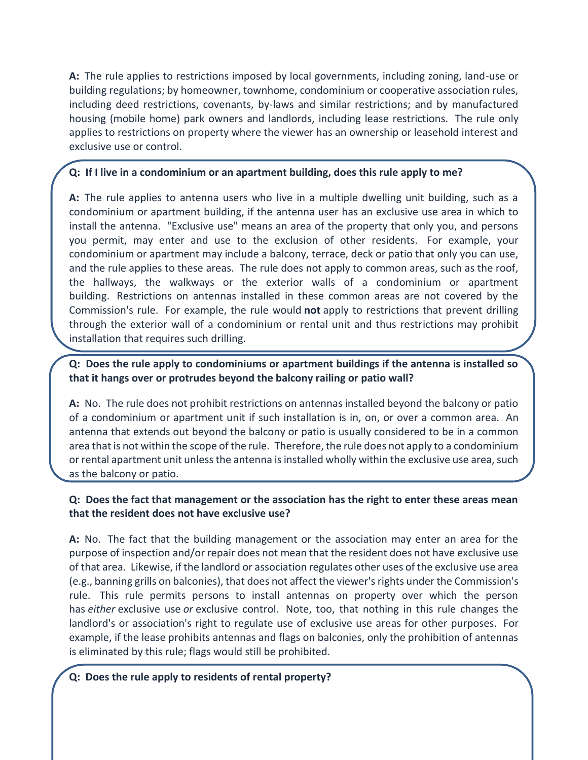**A:** The rule applies to restrictions imposed by local governments, including zoning, land-use or building regulations; by homeowner, townhome, condominium or cooperative association rules, including deed restrictions, covenants, by-laws and similar restrictions; and by manufactured housing (mobile home) park owners and landlords, including lease restrictions. The rule only applies to restrictions on property where the viewer has an ownership or leasehold interest and exclusive use or control.

**Q: If I live in a condominium or an apartment building, does this rule apply to me?**

**A:** The rule applies to antenna users who live in a multiple dwelling unit building, such as a condominium or apartment building, if the antenna user has an exclusive use area in which to install the antenna. "Exclusive use" means an area of the property that only you, and persons you permit, may enter and use to the exclusion of other residents. For example, your condominium or apartment may include a balcony, terrace, deck or patio that only you can use, and the rule applies to these areas. The rule does not apply to common areas, such as the roof, the hallways, the walkways or the exterior walls of a condominium or apartment building. Restrictions on antennas installed in these common areas are not covered by the Commission's rule. For example, the rule would **not** apply to restrictions that prevent drilling through the exterior wall of a condominium or rental unit and thus restrictions may prohibit installation that requires such drilling.

**Q: Does the rule apply to condominiums or apartment buildings if the antenna is installed so that it hangs over or protrudes beyond the balcony railing or patio wall?**

**A:** No. The rule does not prohibit restrictions on antennas installed beyond the balcony or patio of a condominium or apartment unit if such installation is in, on, or over a common area. An antenna that extends out beyond the balcony or patio is usually considered to be in a common area that is not within the scope of the rule. Therefore, the rule does not apply to a condominium or rental apartment unit unless the antenna is installed wholly within the exclusive use area, such as the balcony or patio.

**Q: Does the fact that management or the association has the right to enter these areas mean that the resident does not have exclusive use?**

**A:** No. The fact that the building management or the association may enter an area for the purpose of inspection and/or repair does not mean that the resident does not have exclusive use of that area. Likewise, if the landlord or association regulates other uses of the exclusive use area (e.g., banning grills on balconies), that does not affect the viewer's rights under the Commission's rule. This rule permits persons to install antennas on property over which the person has *either* exclusive use *or* exclusive control. Note, too, that nothing in this rule changes the landlord's or association's right to regulate use of exclusive use areas for other purposes. For example, if the lease prohibits antennas and flags on balconies, only the prohibition of antennas is eliminated by this rule; flags would still be prohibited.

**Q: Does the rule apply to residents of rental property?**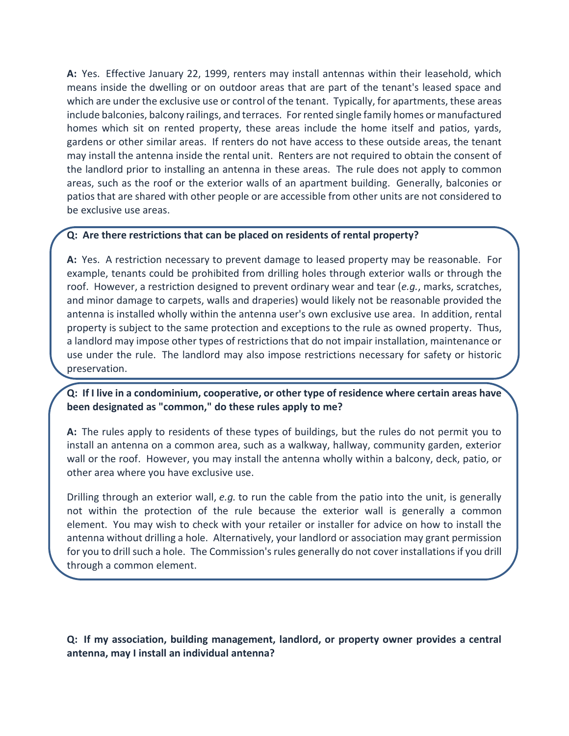**A:** Yes. Effective January 22, 1999, renters may install antennas within their leasehold, which means inside the dwelling or on outdoor areas that are part of the tenant's leased space and which are under the exclusive use or control of the tenant. Typically, for apartments, these areas include balconies, balcony railings, and terraces. For rented single family homes or manufactured homes which sit on rented property, these areas include the home itself and patios, yards, gardens or other similar areas. If renters do not have access to these outside areas, the tenant may install the antenna inside the rental unit. Renters are not required to obtain the consent of the landlord prior to installing an antenna in these areas. The rule does not apply to common areas, such as the roof or the exterior walls of an apartment building. Generally, balconies or patios that are shared with other people or are accessible from other units are not considered to be exclusive use areas.

**Q: Are there restrictions that can be placed on residents of rental property?**

**A:** Yes. A restriction necessary to prevent damage to leased property may be reasonable. For example, tenants could be prohibited from drilling holes through exterior walls or through the roof. However, a restriction designed to prevent ordinary wear and tear (*e.g.*, marks, scratches, and minor damage to carpets, walls and draperies) would likely not be reasonable provided the antenna is installed wholly within the antenna user's own exclusive use area. In addition, rental property is subject to the same protection and exceptions to the rule as owned property. Thus, a landlord may impose other types of restrictions that do not impair installation, maintenance or use under the rule. The landlord may also impose restrictions necessary for safety or historic preservation.

**Q: If I live in a condominium, cooperative, or other type of residence where certain areas have been designated as "common," do these rules apply to me?**

**A:** The rules apply to residents of these types of buildings, but the rules do not permit you to install an antenna on a common area, such as a walkway, hallway, community garden, exterior wall or the roof. However, you may install the antenna wholly within a balcony, deck, patio, or other area where you have exclusive use.

Drilling through an exterior wall, *e.g.* to run the cable from the patio into the unit, is generally not within the protection of the rule because the exterior wall is generally a common element. You may wish to check with your retailer or installer for advice on how to install the antenna without drilling a hole. Alternatively, your landlord or association may grant permission for you to drill such a hole. The Commission's rules generally do not cover installations if you drill through a common element.

**Q: If my association, building management, landlord, or property owner provides a central antenna, may I install an individual antenna?**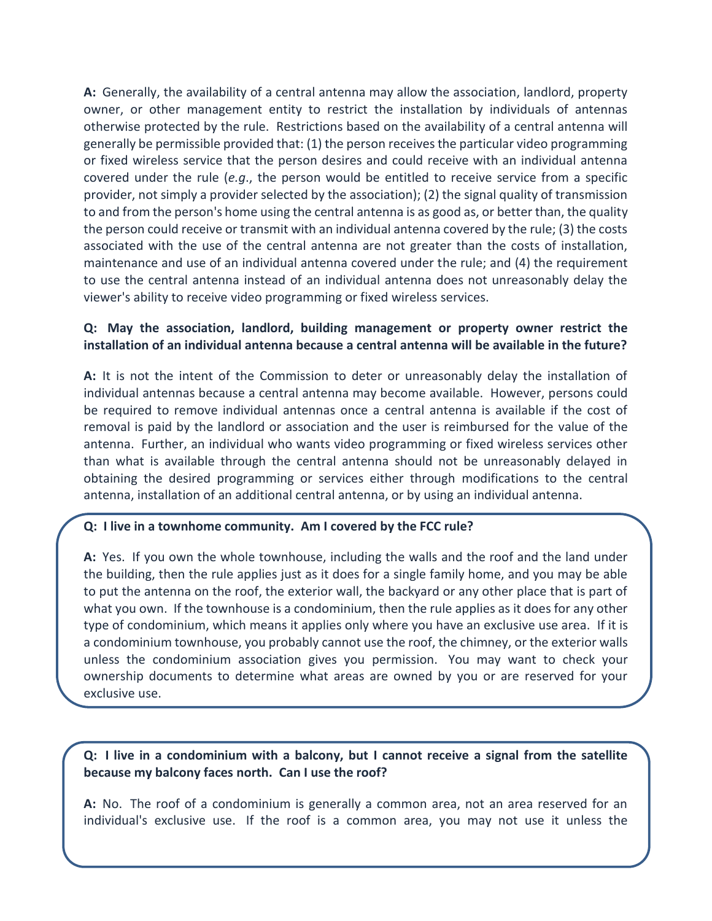**A:** Generally, the availability of a central antenna may allow the association, landlord, property owner, or other management entity to restrict the installation by individuals of antennas otherwise protected by the rule. Restrictions based on the availability of a central antenna will generally be permissible provided that: (1) the person receives the particular video programming or fixed wireless service that the person desires and could receive with an individual antenna covered under the rule (*e.g.*, the person would be entitled to receive service from a specific provider, not simply a provider selected by the association); (2) the signal quality of transmission to and from the person's home using the central antenna is as good as, or better than, the quality the person could receive or transmit with an individual antenna covered by the rule; (3) the costs associated with the use of the central antenna are not greater than the costs of installation, maintenance and use of an individual antenna covered under the rule; and (4) the requirement to use the central antenna instead of an individual antenna does not unreasonably delay the viewer's ability to receive video programming or fixed wireless services.

**Q: May the association, landlord, building management or property owner restrict the installation of an individual antenna because a central antenna will be available in the future?**

**A:** It is not the intent of the Commission to deter or unreasonably delay the installation of individual antennas because a central antenna may become available. However, persons could be required to remove individual antennas once a central antenna is available if the cost of removal is paid by the landlord or association and the user is reimbursed for the value of the antenna. Further, an individual who wants video programming or fixed wireless services other than what is available through the central antenna should not be unreasonably delayed in obtaining the desired programming or services either through modifications to the central antenna, installation of an additional central antenna, or by using an individual antenna.

**Q: I live in a townhome community. Am I covered by the FCC rule?**

**A:** Yes. If you own the whole townhouse, including the walls and the roof and the land under the building, then the rule applies just as it does for a single family home, and you may be able to put the antenna on the roof, the exterior wall, the backyard or any other place that is part of what you own. If the townhouse is a condominium, then the rule applies as it does for any other type of condominium, which means it applies only where you have an exclusive use area. If it is a condominium townhouse, you probably cannot use the roof, the chimney, or the exterior walls unless the condominium association gives you permission. You may want to check your ownership documents to determine what areas are owned by you or are reserved for your exclusive use.

**Q: I live in a condominium with a balcony, but I cannot receive a signal from the satellite because my balcony faces north. Can I use the roof?**

**A:** No. The roof of a condominium is generally a common area, not an area reserved for an individual's exclusive use. If the roof is a common area, you may not use it unless the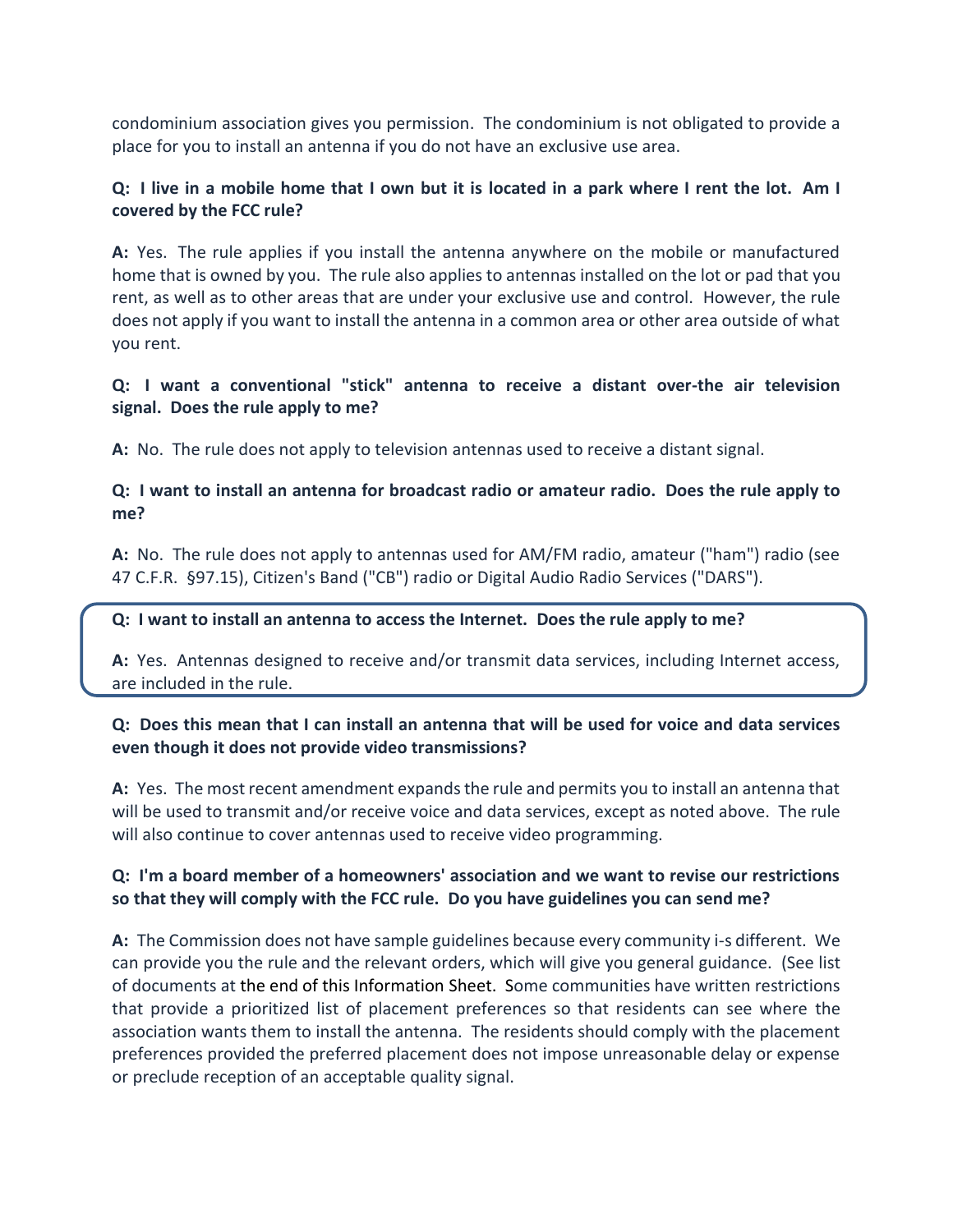condominium association gives you permission. The condominium is not obligated to provide a place for you to install an antenna if you do not have an exclusive use area.

**Q: I live in a mobile home that I own but it is located in a park where I rent the lot. Am I covered by the FCC rule?**

**A:** Yes. The rule applies if you install the antenna anywhere on the mobile or manufactured home that is owned by you. The rule also applies to antennas installed on the lot or pad that you rent, as well as to other areas that are under your exclusive use and control. However, the rule does not apply if you want to install the antenna in a common area or other area outside of what you rent.

**Q: I want a conventional "stick" antenna to receive a distant over-the air television signal. Does the rule apply to me?**

**A:** No. The rule does not apply to television antennas used to receive a distant signal.

**Q: I want to install an antenna for broadcast radio or amateur radio. Does the rule apply to me?**

**A:** No. The rule does not apply to antennas used for AM/FM radio, amateur ("ham") radio (see 47 C.F.R. §97.15), Citizen's Band ("CB") radio or Digital Audio Radio Services ("DARS").

**Q: I want to install an antenna to access the Internet. Does the rule apply to me?**

**A:** Yes. Antennas designed to receive and/or transmit data services, including Internet access, are included in the rule.

**Q: Does this mean that I can install an antenna that will be used for voice and data services even though it does not provide video transmissions?**

**A:** Yes. The most recent amendment expands the rule and permits you to install an antenna that will be used to transmit and/or receive voice and data services, except as noted above. The rule will also continue to cover antennas used to receive video programming.

**Q: I'm a board member of a homeowners' association and we want to revise our restrictions so that they will comply with the FCC rule. Do you have guidelines you can send me?**

**A:** The Commission does not have sample guidelines because every community i-s different. We can provide you the rule and the relevant orders, which will give you general guidance. (See list of documents at the end of this Information Sheet. Some communities have written restrictions that provide a prioritized list of placement preferences so that residents can see where the association wants them to install the antenna. The residents should comply with the placement preferences provided the preferred placement does not impose unreasonable delay or expense or preclude reception of an acceptable quality signal.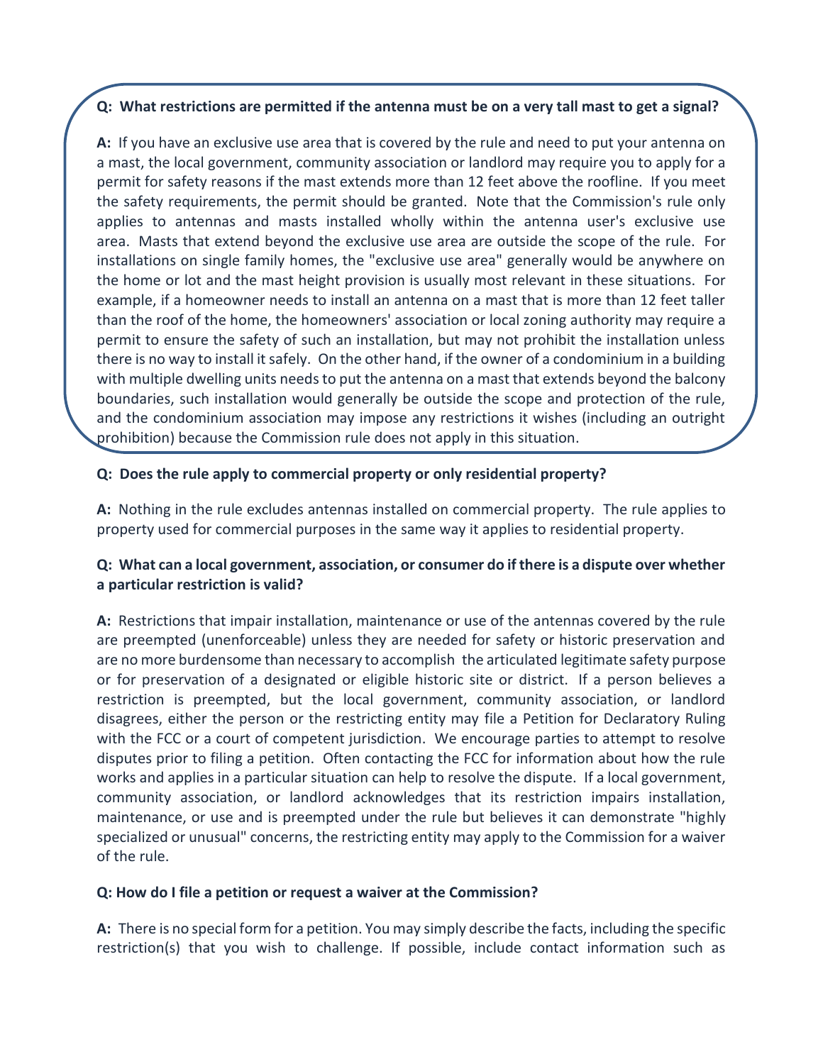**Q: What restrictions are permitted if the antenna must be on a very tall mast to get a signal?**

**A:** If you have an exclusive use area that is covered by the rule and need to put your antenna on a mast, the local government, community association or landlord may require you to apply for a permit for safety reasons if the mast extends more than 12 feet above the roofline. If you meet the safety requirements, the permit should be granted. Note that the Commission's rule only applies to antennas and masts installed wholly within the antenna user's exclusive use area. Masts that extend beyond the exclusive use area are outside the scope of the rule. For installations on single family homes, the "exclusive use area" generally would be anywhere on the home or lot and the mast height provision is usually most relevant in these situations. For example, if a homeowner needs to install an antenna on a mast that is more than 12 feet taller than the roof of the home, the homeowners' association or local zoning authority may require a permit to ensure the safety of such an installation, but may not prohibit the installation unless there is no way to install it safely. On the other hand, if the owner of a condominium in a building with multiple dwelling units needs to put the antenna on a mast that extends beyond the balcony boundaries, such installation would generally be outside the scope and protection of the rule, and the condominium association may impose any restrictions it wishes (including an outright prohibition) because the Commission rule does not apply in this situation.

**Q: Does the rule apply to commercial property or only residential property?**

**A:** Nothing in the rule excludes antennas installed on commercial property. The rule applies to property used for commercial purposes in the same way it applies to residential property.

**Q: What can a local government, association, or consumer do if there is a dispute over whether a particular restriction is valid?**

**A:** Restrictions that impair installation, maintenance or use of the antennas covered by the rule are preempted (unenforceable) unless they are needed for safety or historic preservation and are no more burdensome than necessary to accomplish the articulated legitimate safety purpose or for preservation of a designated or eligible historic site or district. If a person believes a restriction is preempted, but the local government, community association, or landlord disagrees, either the person or the restricting entity may file a Petition for Declaratory Ruling with the FCC or a court of competent jurisdiction. We encourage parties to attempt to resolve disputes prior to filing a petition. Often contacting the FCC for information about how the rule works and applies in a particular situation can help to resolve the dispute. If a local government, community association, or landlord acknowledges that its restriction impairs installation, maintenance, or use and is preempted under the rule but believes it can demonstrate "highly specialized or unusual" concerns, the restricting entity may apply to the Commission for a waiver of the rule.

**Q: How do I file a petition or request a waiver at the Commission?**

**A:** There is no special form for a petition. You may simply describe the facts, including the specific restriction(s) that you wish to challenge. If possible, include contact information such as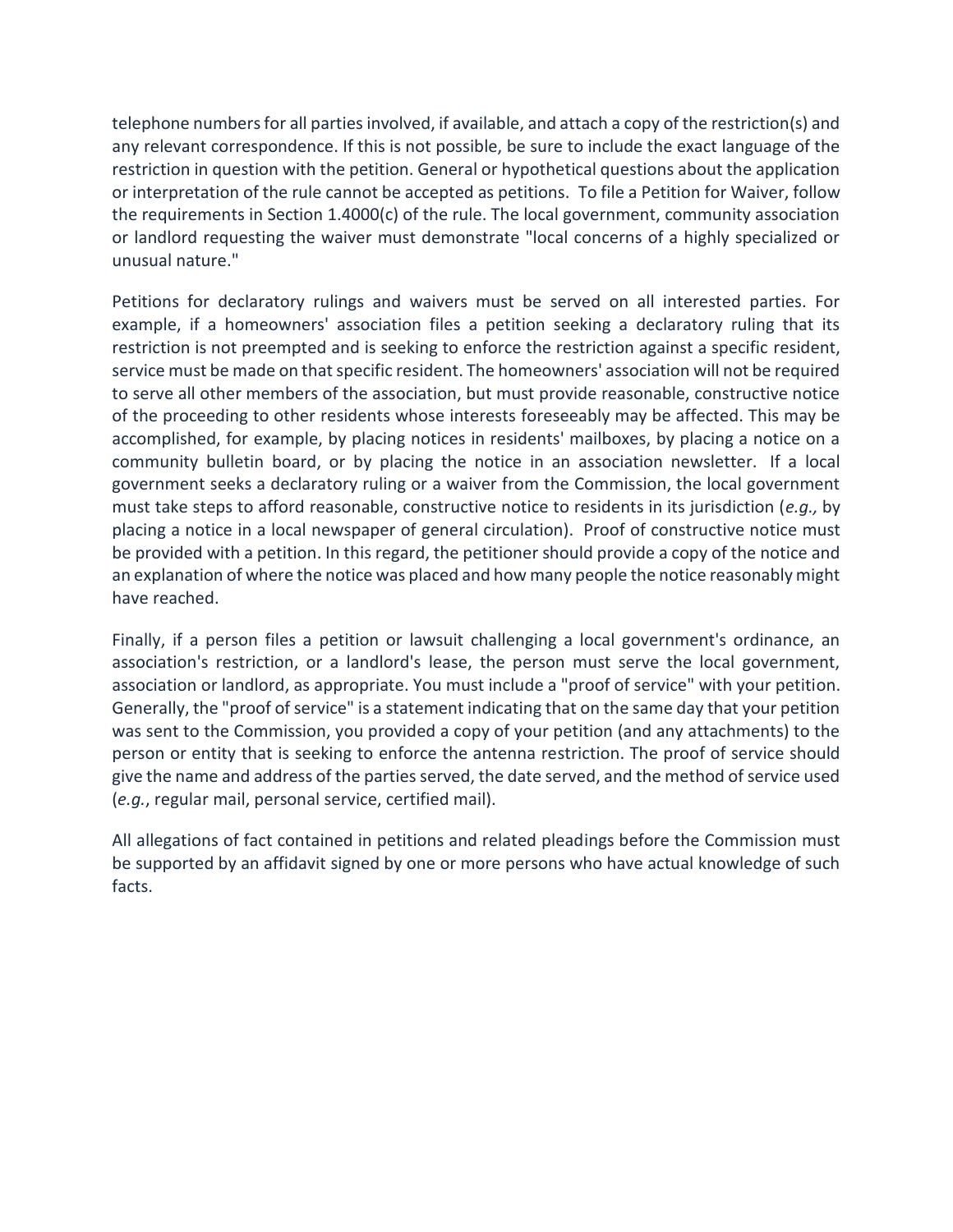telephone numbers for all parties involved, if available, and attach a copy of the restriction(s) and any relevant correspondence. If this is not possible, be sure to include the exact language of the restriction in question with the petition. General or hypothetical questions about the application or interpretation of the rule cannot be accepted as petitions. To file a Petition for Waiver, follow the requirements in Section 1.4000(c) of the rule. The local government, community association or landlord requesting the waiver must demonstrate "local concerns of a highly specialized or unusual nature."

Petitions for declaratory rulings and waivers must be served on all interested parties. For example, if a homeowners' association files a petition seeking a declaratory ruling that its restriction is not preempted and is seeking to enforce the restriction against a specific resident, service must be made on that specific resident. The homeowners' association will not be required to serve all other members of the association, but must provide reasonable, constructive notice of the proceeding to other residents whose interests foreseeably may be affected. This may be accomplished, for example, by placing notices in residents' mailboxes, by placing a notice on a community bulletin board, or by placing the notice in an association newsletter. If a local government seeks a declaratory ruling or a waiver from the Commission, the local government must take steps to afford reasonable, constructive notice to residents in its jurisdiction (*e.g.,* by placing a notice in a local newspaper of general circulation). Proof of constructive notice must be provided with a petition. In this regard, the petitioner should provide a copy of the notice and an explanation of where the notice was placed and how many people the notice reasonably might have reached.

Finally, if a person files a petition or lawsuit challenging a local government's ordinance, an association's restriction, or a landlord's lease, the person must serve the local government, association or landlord, as appropriate. You must include a "proof of service" with your petition. Generally, the "proof of service" is a statement indicating that on the same day that your petition was sent to the Commission, you provided a copy of your petition (and any attachments) to the person or entity that is seeking to enforce the antenna restriction. The proof of service should give the name and address of the parties served, the date served, and the method of service used (*e.g.*, regular mail, personal service, certified mail).

All allegations of fact contained in petitions and related pleadings before the Commission must be supported by an affidavit signed by one or more persons who have actual knowledge of such facts.